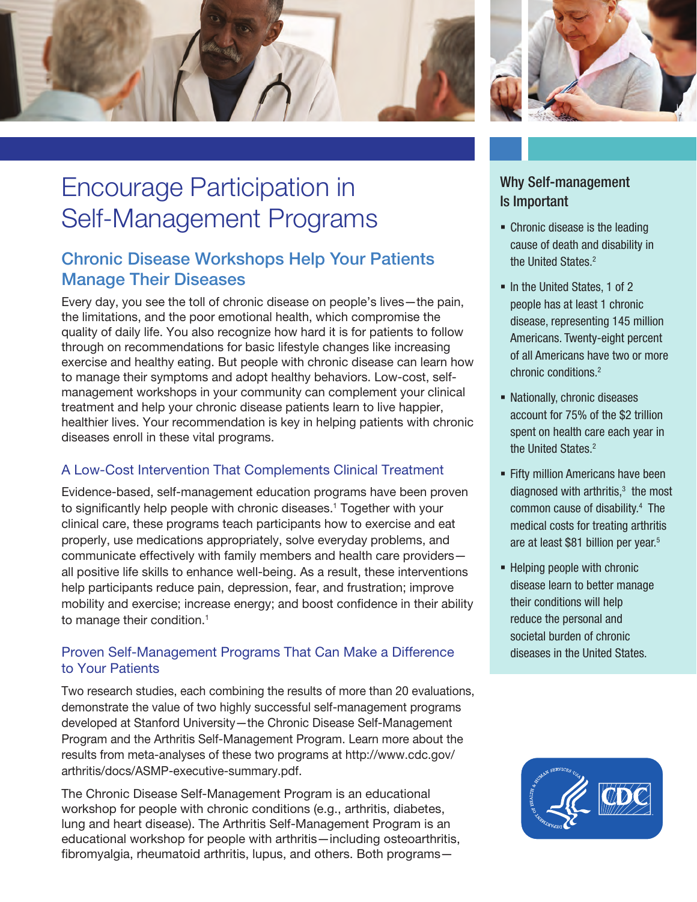# Encourage Participation in Self-Management Programs

## Chronic Disease Workshops Help Your Patients Manage Their Diseases

Every day, you see the toll of chronic disease on people's lives—the pain, the limitations, and the poor emotional health, which compromise the quality of daily life. You also recognize how hard it is for patients to follow through on recommendations for basic lifestyle changes like increasing exercise and healthy eating. But people with chronic disease can learn how to manage their symptoms and adopt healthy behaviors. Low-cost, self-management workshops in your community can complement your clinical treatment and help your chronic disease patients learn to live happier, healthier lives. Your recommendation is key in helping patients with chronic diseases enroll in these vital programs.

### A Low-Cost Intervention That Complements Clinical Treatment

Evidence-based, self-management education programs have been proven to significantly help people with chronic diseases.[1] Together with your clinical care, these programs teach participants how to exercise and eat properly, use medications appropriately, solve everyday problems, and communicate effectively with family members and health care providers—all positive life skills to enhance well-being. As a result, these interventions help participants reduce pain, depression, fear, and frustration; improve mobility and exercise; increase energy; and boost confidence in their ability to manage their condition.[1]

### Proven Self-Management Programs That Can Make a Difference to Your Patients

Two research studies, each combining the results of more than 20 evaluations, demonstrate the value of two highly successful self-management programs developed at Stanford University—the Chronic Disease Self-Management Program and the Arthritis Self-Management Program. Learn more about the results from meta-analyses of these two programs at http://www.cdc.gov/arthritis/docs/ASMP-executive-summary.pdf.

The Chronic Disease Self-Management Program is an educational workshop for people with chronic conditions (e.g., arthritis, diabetes, lung and heart disease). The Arthritis Self-Management Program is an educational workshop for people with arthritis—including osteoarthritis, fibromyalgia, rheumatoid arthritis, lupus, and others. Both programs—

### Why Self-management Is Important

- Chronic disease is the leading cause of death and disability in the United States.[2]
- In the United States, 1 of 2 people has at least 1 chronic disease, representing 145 million Americans. Twenty-eight percent of all Americans have two or more chronic conditions.[2]
- Nationally, chronic diseases account for 75% of the $2 trillion spent on health care each year in the United States.[2]
- Fifty million Americans have been diagnosed with arthritis,[3] the most common cause of disability.[4] The medical costs for treating arthritis are at least $81 billion per year.[5]
- Helping people with chronic disease learn to better manage their conditions will help reduce the personal and societal burden of chronic diseases in the United States.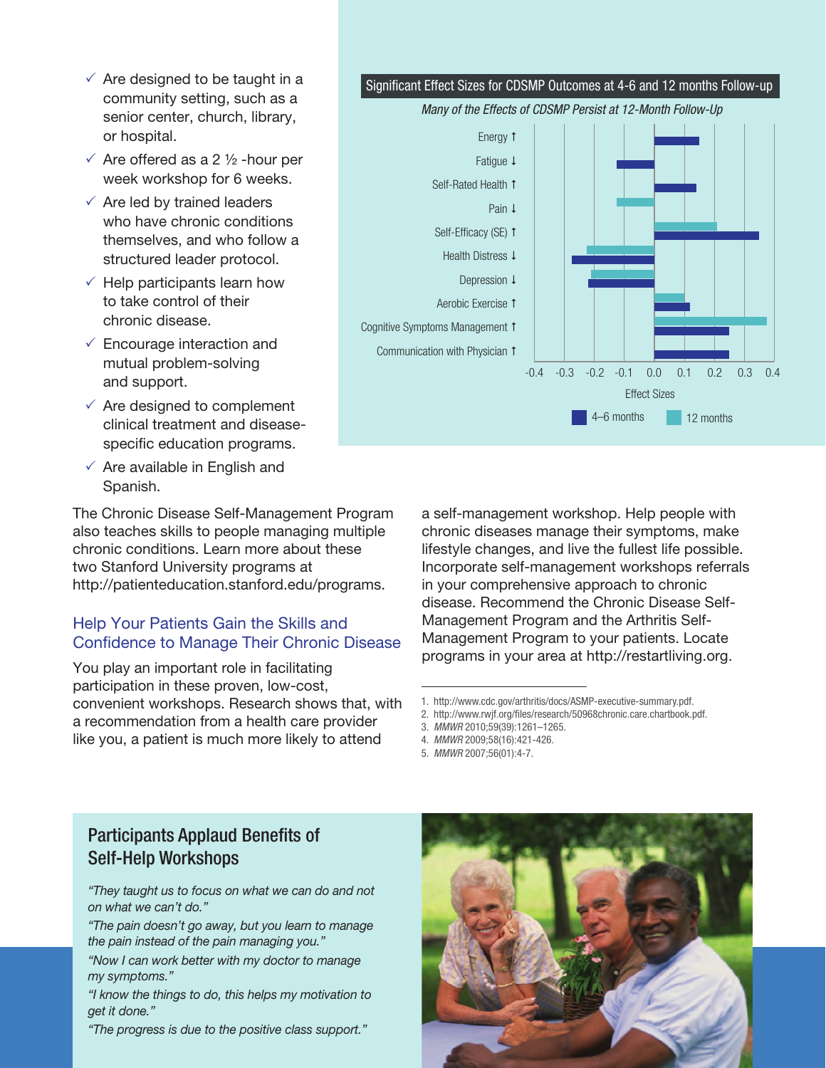- ✓ Are designed to be taught in a community setting, such as a senior center, church, library, or hospital.
- ✓ Are offered as a 2 ½ -hour per week workshop for 6 weeks.
- ✓ Are led by trained leaders who have chronic conditions themselves, and who follow a structured leader protocol.
- ✓ Help participants learn how to take control of their chronic disease.
- ✓ Encourage interaction and mutual problem-solving and support.
- ✓ Are designed to complement clinical treatment and disease-specific education programs.
- ✓ Are available in English and Spanish.

Significant Effect Sizes for CDSMP Outcomes at 4-6 and 12 months Follow-up

*Many of the Effects of CDSMP Persist at 12-Month Follow-Up*

Energy ↑
Fatigue ↓
Self-Rated Health ↑
Pain ↓
Self-Efficacy (SE) ↑
Health Distress ↓
Depression ↓
Aerobic Exercise ↑
Cognitive Symptoms Management ↑
Communication with Physician ↑

-0.4 -0.3 -0.2 -0.1 0.0 0.1 0.2 0.3 0.4

Effect Sizes

4–6 months
12 months

The Chronic Disease Self-Management Program also teaches skills to people managing multiple chronic conditions. Learn more about these two Stanford University programs at http://patienteducation.stanford.edu/programs.

## Help Your Patients Gain the Skills and Confidence to Manage Their Chronic Disease

You play an important role in facilitating participation in these proven, low-cost, convenient workshops. Research shows that, with a recommendation from a health care provider like you, a patient is much more likely to attend a self-management workshop. Help people with chronic diseases manage their symptoms, make lifestyle changes, and live the fullest life possible. Incorporate self-management workshops referrals in your comprehensive approach to chronic disease. Recommend the Chronic Disease Self-Management Program and the Arthritis Self-Management Program to your patients. Locate programs in your area at http://restartliving.org.

---

1. http://www.cdc.gov/arthritis/docs/ASMP-executive-summary.pdf.
2. http://www.rwjf.org/files/research/50968chronic.care.chartbook.pdf.
3. *MMWR* 2010;59(39):1261–1265.
4. *MMWR* 2009;58(16):421-426.
5. *MMWR* 2007;56(01):4-7.

## Participants Applaud Benefits of Self-Help Workshops

*"They taught us to focus on what we can do and not on what we can't do."*

*"The pain doesn't go away, but you learn to manage the pain instead of the pain managing you."*

*"Now I can work better with my doctor to manage my symptoms."*

*"I know the things to do, this helps my motivation to get it done."*

*"The progress is due to the positive class support."*